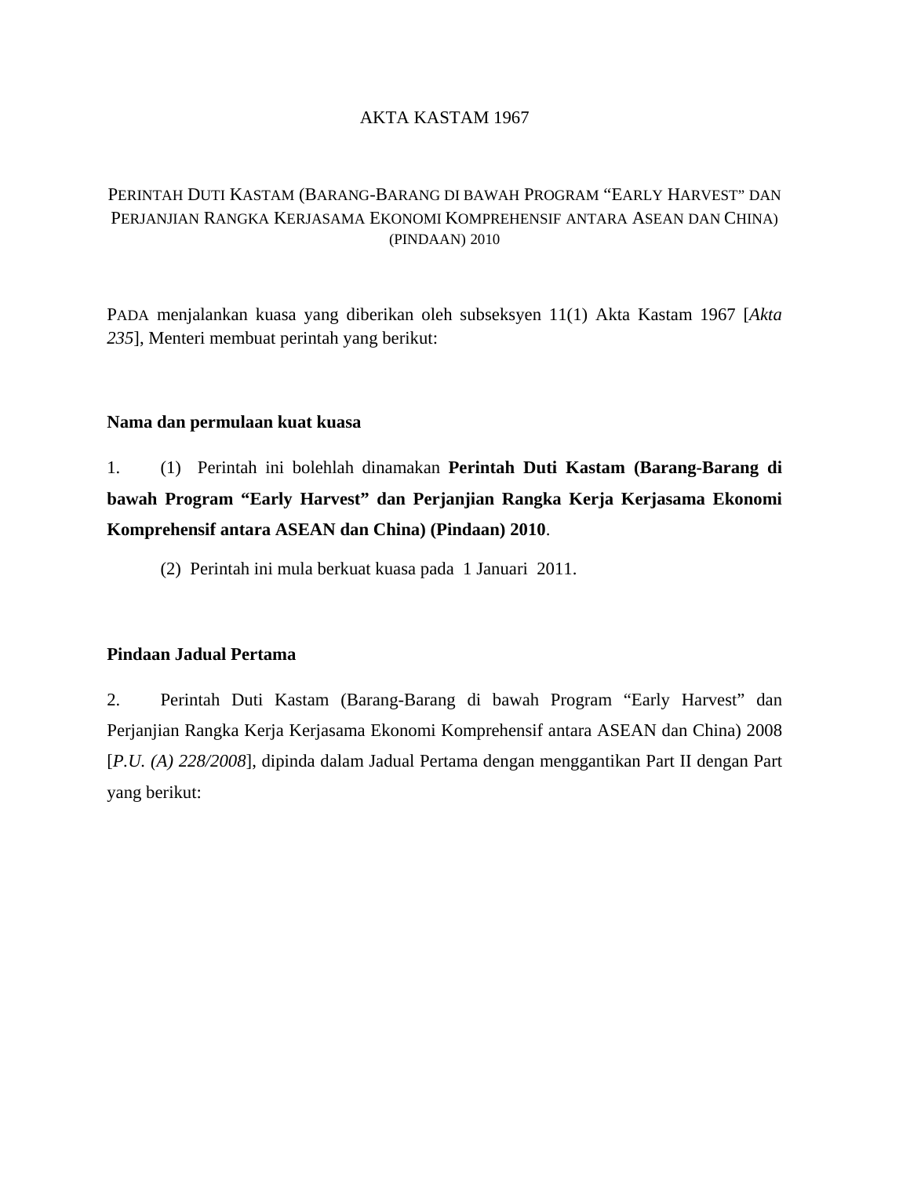# AKTA KASTAM 1967

## PERINTAH DUTI KASTAM (BARANG-BARANG DI BAWAH PROGRAM "EARLY HARVEST" DAN PERJANJIAN RANGKA KERJASAMA EKONOMI KOMPREHENSIF ANTARA ASEAN DAN CHINA) (PINDAAN) 2010

PADA menjalankan kuasa yang diberikan oleh subseksyen 11(1) Akta Kastam 1967 [*Akta 235*], Menteri membuat perintah yang berikut:

**Nama dan permulaan kuat kuasa**

1. (1) Perintah ini bolehlah dinamakan **Perintah Duti Kastam (Barang-Barang di bawah Program "Early Harvest" dan Perjanjian Rangka Kerja Kerjasama Ekonomi Komprehensif antara ASEAN dan China) (Pindaan) 2010**.

(2) Perintah ini mula berkuat kuasa pada 1 Januari 2011.

**Pindaan Jadual Pertama**

2. Perintah Duti Kastam (Barang-Barang di bawah Program "Early Harvest" dan Perjanjian Rangka Kerja Kerjasama Ekonomi Komprehensif antara ASEAN dan China) 2008 [*P.U. (A) 228/2008*], dipinda dalam Jadual Pertama dengan menggantikan Part II dengan Part yang berikut: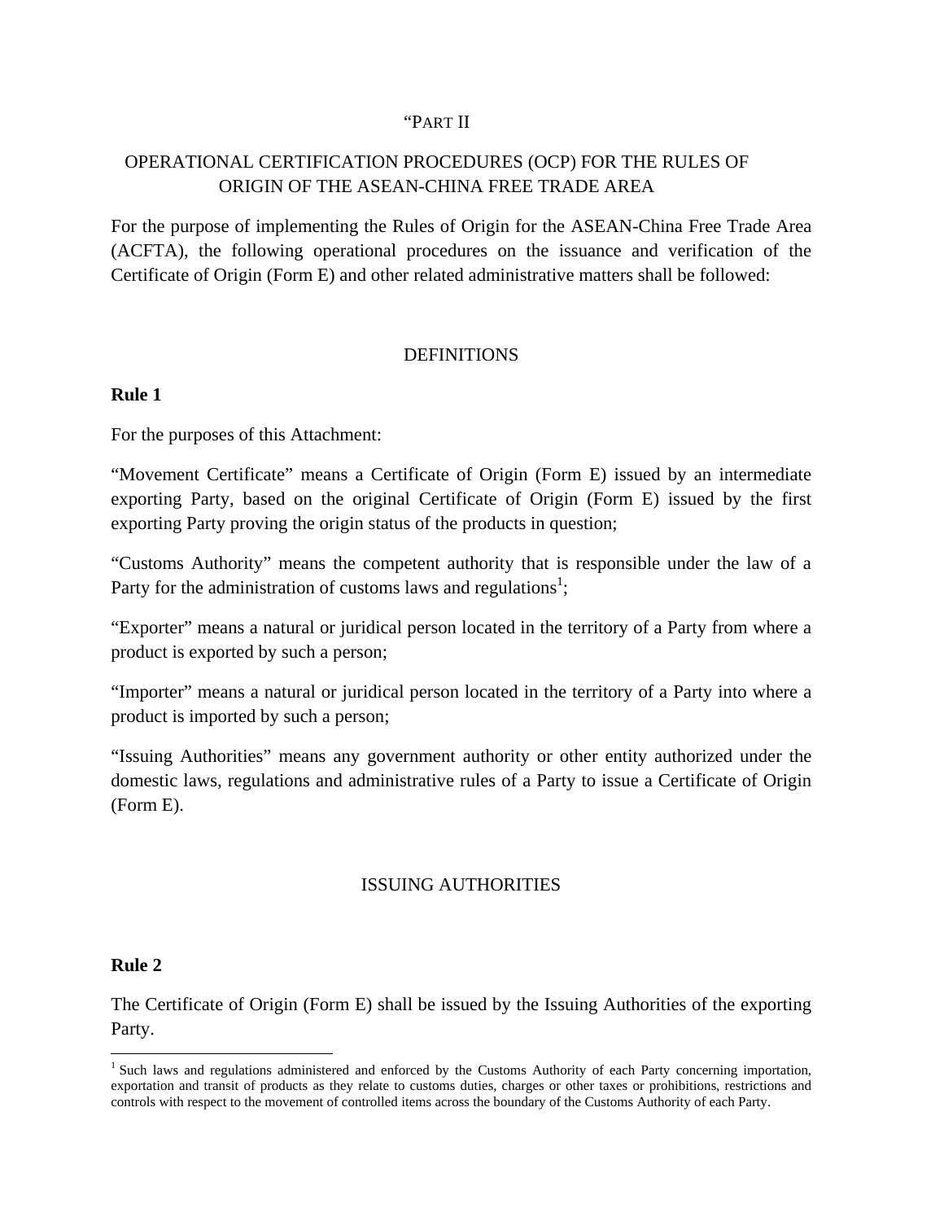"PART II

## OPERATIONAL CERTIFICATION PROCEDURES (OCP) FOR THE RULES OF ORIGIN OF THE ASEAN-CHINA FREE TRADE AREA

For the purpose of implementing the Rules of Origin for the ASEAN-China Free Trade Area (ACFTA), the following operational procedures on the issuance and verification of the Certificate of Origin (Form E) and other related administrative matters shall be followed:

### DEFINITIONS

**Rule 1**

For the purposes of this Attachment:

"Movement Certificate" means a Certificate of Origin (Form E) issued by an intermediate exporting Party, based on the original Certificate of Origin (Form E) issued by the first exporting Party proving the origin status of the products in question;

"Customs Authority" means the competent authority that is responsible under the law of a Party for the administration of customs laws and regulations[1];

"Exporter" means a natural or juridical person located in the territory of a Party from where a product is exported by such a person;

"Importer" means a natural or juridical person located in the territory of a Party into where a product is imported by such a person;

"Issuing Authorities" means any government authority or other entity authorized under the domestic laws, regulations and administrative rules of a Party to issue a Certificate of Origin (Form E).

### ISSUING AUTHORITIES

**Rule 2**

The Certificate of Origin (Form E) shall be issued by the Issuing Authorities of the exporting Party.

[1] Such laws and regulations administered and enforced by the Customs Authority of each Party concerning importation, exportation and transit of products as they relate to customs duties, charges or other taxes or prohibitions, restrictions and controls with respect to the movement of controlled items across the boundary of the Customs Authority of each Party.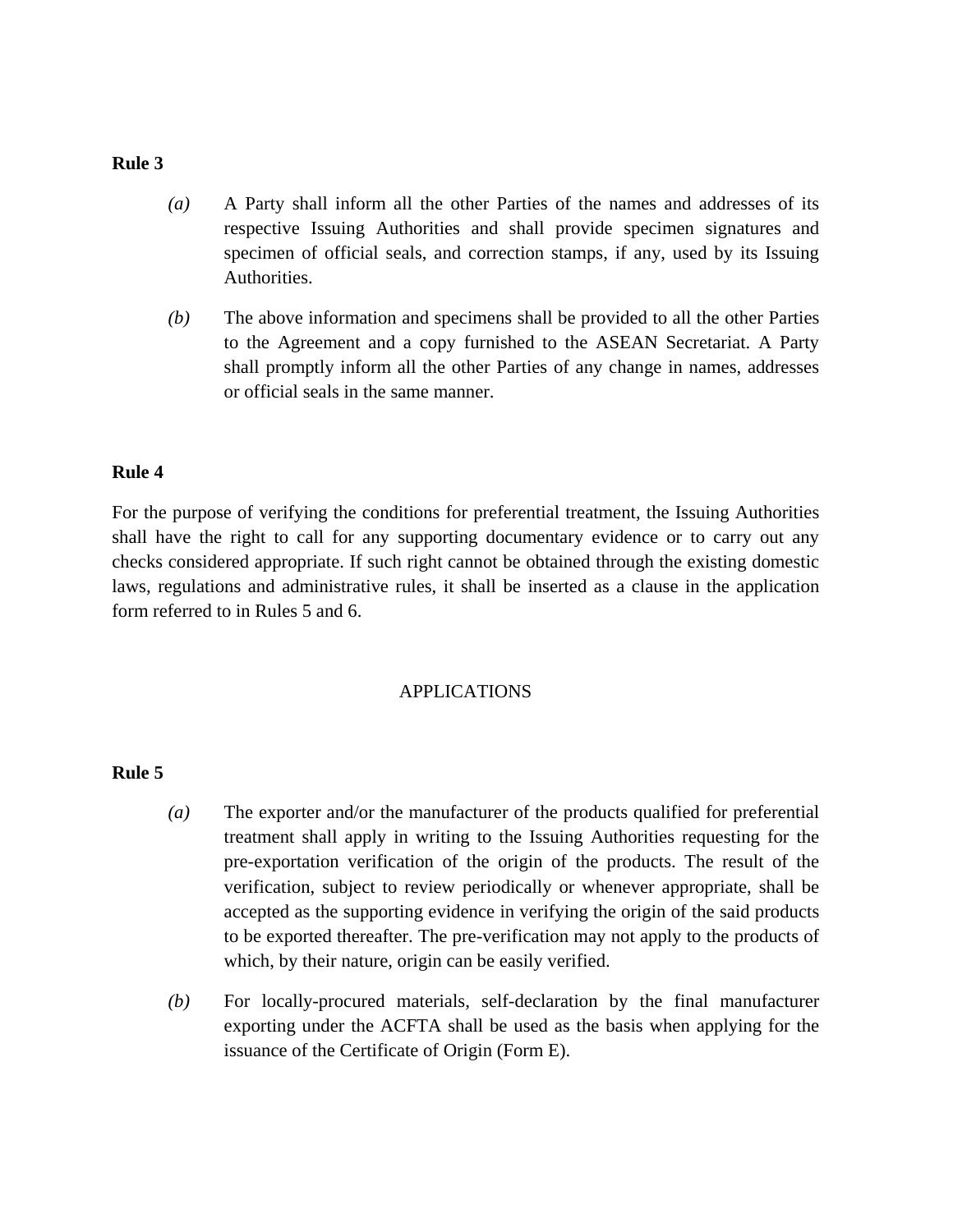**Rule 3**

*(a)* A Party shall inform all the other Parties of the names and addresses of its respective Issuing Authorities and shall provide specimen signatures and specimen of official seals, and correction stamps, if any, used by its Issuing Authorities.

*(b)* The above information and specimens shall be provided to all the other Parties to the Agreement and a copy furnished to the ASEAN Secretariat. A Party shall promptly inform all the other Parties of any change in names, addresses or official seals in the same manner.

**Rule 4**

For the purpose of verifying the conditions for preferential treatment, the Issuing Authorities shall have the right to call for any supporting documentary evidence or to carry out any checks considered appropriate. If such right cannot be obtained through the existing domestic laws, regulations and administrative rules, it shall be inserted as a clause in the application form referred to in Rules 5 and 6.

## APPLICATIONS

**Rule 5**

*(a)* The exporter and/or the manufacturer of the products qualified for preferential treatment shall apply in writing to the Issuing Authorities requesting for the pre-exportation verification of the origin of the products. The result of the verification, subject to review periodically or whenever appropriate, shall be accepted as the supporting evidence in verifying the origin of the said products to be exported thereafter. The pre-verification may not apply to the products of which, by their nature, origin can be easily verified.

*(b)* For locally-procured materials, self-declaration by the final manufacturer exporting under the ACFTA shall be used as the basis when applying for the issuance of the Certificate of Origin (Form E).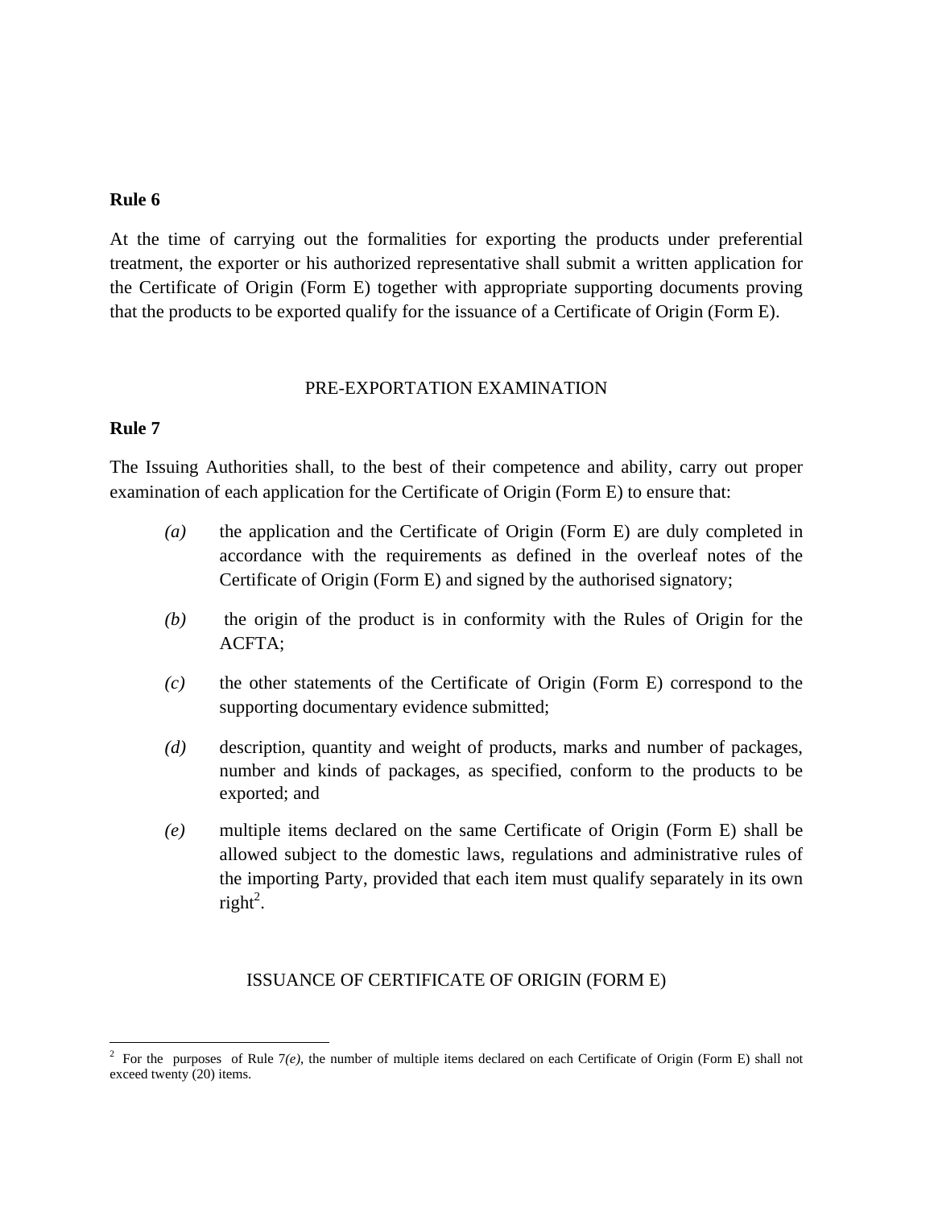**Rule 6**

At the time of carrying out the formalities for exporting the products under preferential treatment, the exporter or his authorized representative shall submit a written application for the Certificate of Origin (Form E) together with appropriate supporting documents proving that the products to be exported qualify for the issuance of a Certificate of Origin (Form E).

PRE-EXPORTATION EXAMINATION

**Rule 7**

The Issuing Authorities shall, to the best of their competence and ability, carry out proper examination of each application for the Certificate of Origin (Form E) to ensure that:

*(a)* the application and the Certificate of Origin (Form E) are duly completed in accordance with the requirements as defined in the overleaf notes of the Certificate of Origin (Form E) and signed by the authorised signatory;

*(b)* the origin of the product is in conformity with the Rules of Origin for the ACFTA;

*(c)* the other statements of the Certificate of Origin (Form E) correspond to the supporting documentary evidence submitted;

*(d)* description, quantity and weight of products, marks and number of packages, number and kinds of packages, as specified, conform to the products to be exported; and

*(e)* multiple items declared on the same Certificate of Origin (Form E) shall be allowed subject to the domestic laws, regulations and administrative rules of the importing Party, provided that each item must qualify separately in its own right[2].

ISSUANCE OF CERTIFICATE OF ORIGIN (FORM E)

---

[2] For the purposes of Rule 7*(e)*, the number of multiple items declared on each Certificate of Origin (Form E) shall not exceed twenty (20) items.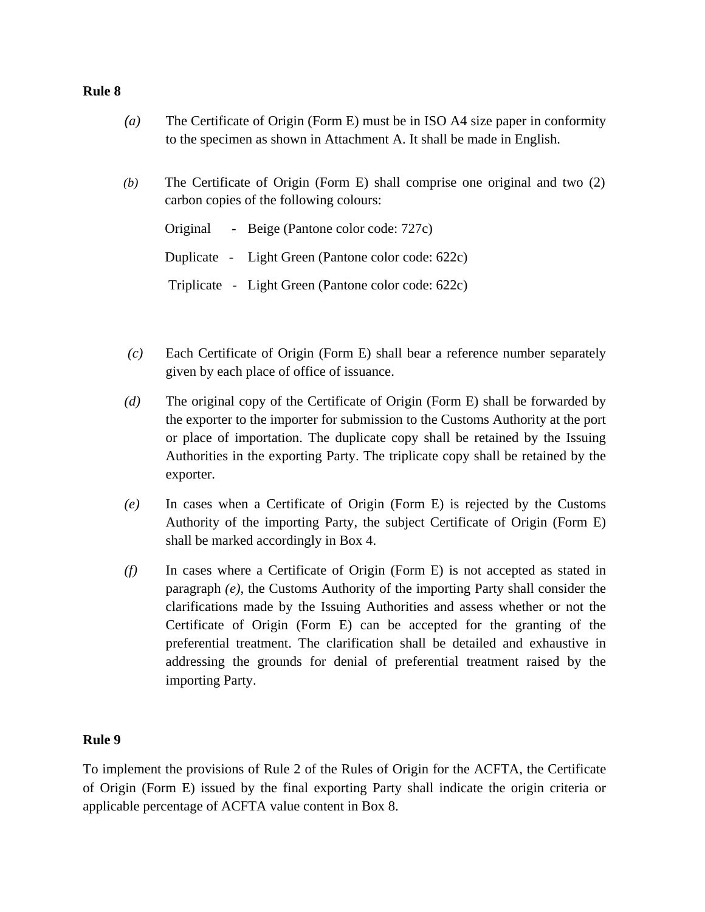**Rule 8**

*(a)* The Certificate of Origin (Form E) must be in ISO A4 size paper in conformity to the specimen as shown in Attachment A. It shall be made in English.

*(b)* The Certificate of Origin (Form E) shall comprise one original and two (2) carbon copies of the following colours:

Original - Beige (Pantone color code: 727c)

Duplicate - Light Green (Pantone color code: 622c)

Triplicate - Light Green (Pantone color code: 622c)

*(c)* Each Certificate of Origin (Form E) shall bear a reference number separately given by each place of office of issuance.

*(d)* The original copy of the Certificate of Origin (Form E) shall be forwarded by the exporter to the importer for submission to the Customs Authority at the port or place of importation. The duplicate copy shall be retained by the Issuing Authorities in the exporting Party. The triplicate copy shall be retained by the exporter.

*(e)* In cases when a Certificate of Origin (Form E) is rejected by the Customs Authority of the importing Party, the subject Certificate of Origin (Form E) shall be marked accordingly in Box 4.

*(f)* In cases where a Certificate of Origin (Form E) is not accepted as stated in paragraph *(e)*, the Customs Authority of the importing Party shall consider the clarifications made by the Issuing Authorities and assess whether or not the Certificate of Origin (Form E) can be accepted for the granting of the preferential treatment. The clarification shall be detailed and exhaustive in addressing the grounds for denial of preferential treatment raised by the importing Party.

**Rule 9**

To implement the provisions of Rule 2 of the Rules of Origin for the ACFTA, the Certificate of Origin (Form E) issued by the final exporting Party shall indicate the origin criteria or applicable percentage of ACFTA value content in Box 8.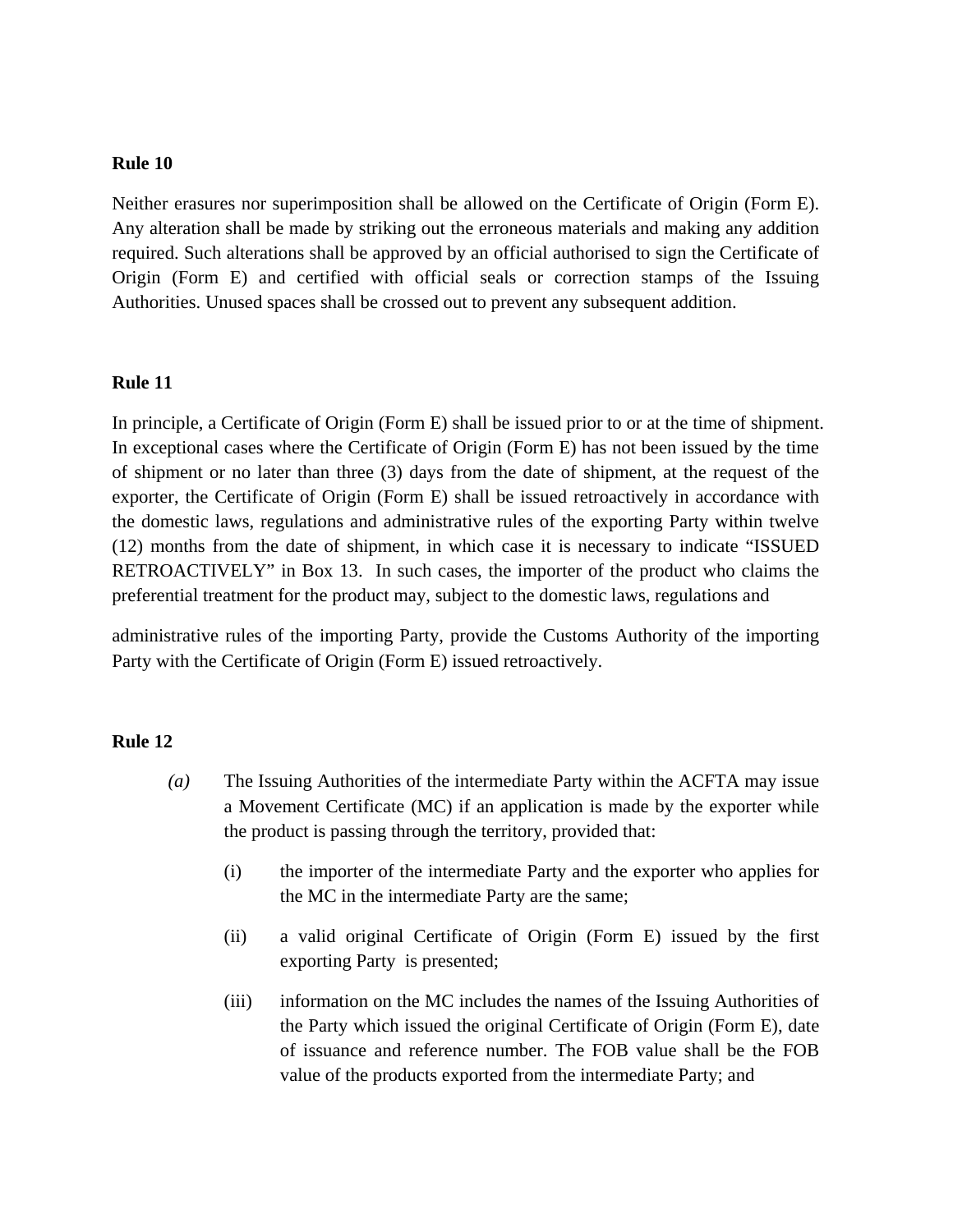**Rule 10**

Neither erasures nor superimposition shall be allowed on the Certificate of Origin (Form E). Any alteration shall be made by striking out the erroneous materials and making any addition required. Such alterations shall be approved by an official authorised to sign the Certificate of Origin (Form E) and certified with official seals or correction stamps of the Issuing Authorities. Unused spaces shall be crossed out to prevent any subsequent addition.

**Rule 11**

In principle, a Certificate of Origin (Form E) shall be issued prior to or at the time of shipment. In exceptional cases where the Certificate of Origin (Form E) has not been issued by the time of shipment or no later than three (3) days from the date of shipment, at the request of the exporter, the Certificate of Origin (Form E) shall be issued retroactively in accordance with the domestic laws, regulations and administrative rules of the exporting Party within twelve (12) months from the date of shipment, in which case it is necessary to indicate "ISSUED RETROACTIVELY" in Box 13. In such cases, the importer of the product who claims the preferential treatment for the product may, subject to the domestic laws, regulations and administrative rules of the importing Party, provide the Customs Authority of the importing Party with the Certificate of Origin (Form E) issued retroactively.

**Rule 12**

*(a)* The Issuing Authorities of the intermediate Party within the ACFTA may issue a Movement Certificate (MC) if an application is made by the exporter while the product is passing through the territory, provided that:

(i) the importer of the intermediate Party and the exporter who applies for the MC in the intermediate Party are the same;

(ii) a valid original Certificate of Origin (Form E) issued by the first exporting Party is presented;

(iii) information on the MC includes the names of the Issuing Authorities of the Party which issued the original Certificate of Origin (Form E), date of issuance and reference number. The FOB value shall be the FOB value of the products exported from the intermediate Party; and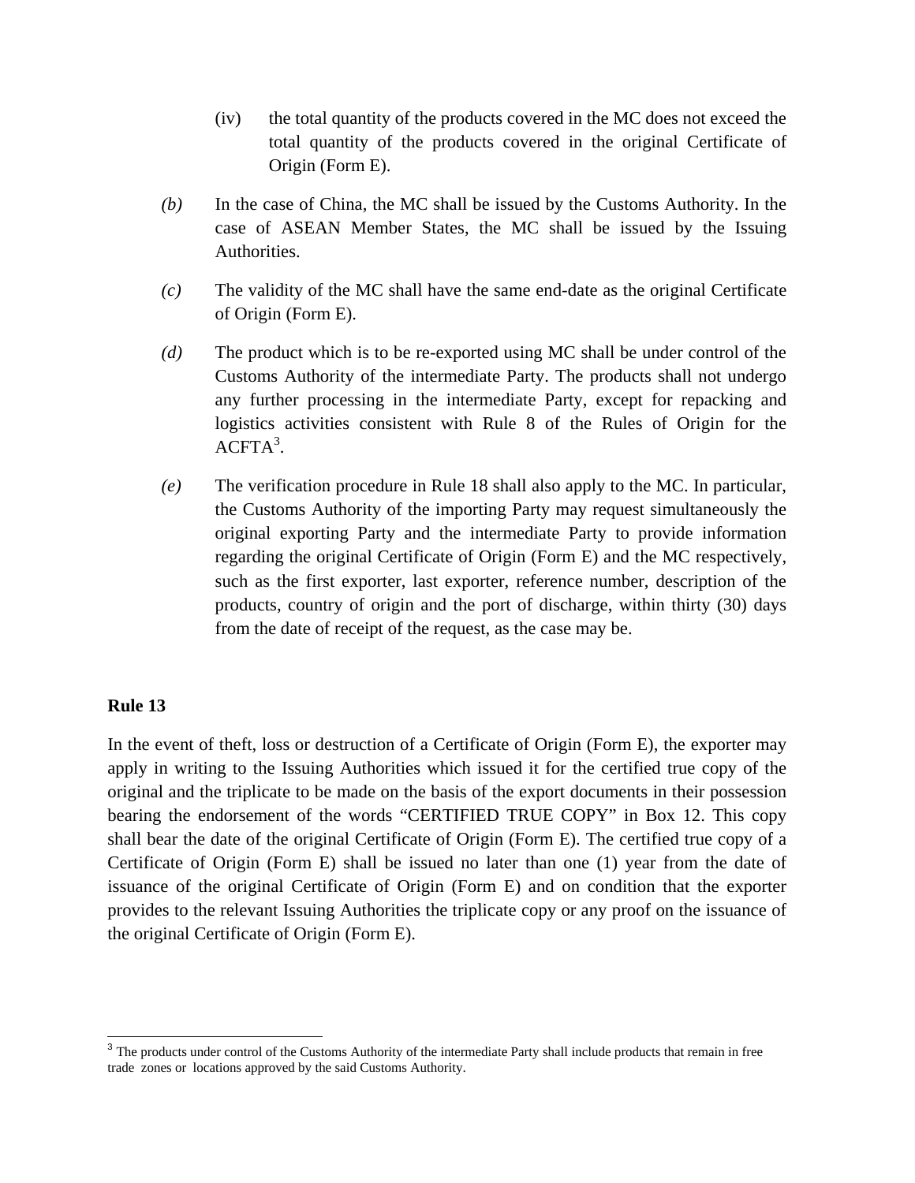(iv) the total quantity of the products covered in the MC does not exceed the total quantity of the products covered in the original Certificate of Origin (Form E).

*(b)* In the case of China, the MC shall be issued by the Customs Authority. In the case of ASEAN Member States, the MC shall be issued by the Issuing Authorities.

*(c)* The validity of the MC shall have the same end-date as the original Certificate of Origin (Form E).

*(d)* The product which is to be re-exported using MC shall be under control of the Customs Authority of the intermediate Party. The products shall not undergo any further processing in the intermediate Party, except for repacking and logistics activities consistent with Rule 8 of the Rules of Origin for the ACFTA[3].

*(e)* The verification procedure in Rule 18 shall also apply to the MC. In particular, the Customs Authority of the importing Party may request simultaneously the original exporting Party and the intermediate Party to provide information regarding the original Certificate of Origin (Form E) and the MC respectively, such as the first exporter, last exporter, reference number, description of the products, country of origin and the port of discharge, within thirty (30) days from the date of receipt of the request, as the case may be.

**Rule 13**

In the event of theft, loss or destruction of a Certificate of Origin (Form E), the exporter may apply in writing to the Issuing Authorities which issued it for the certified true copy of the original and the triplicate to be made on the basis of the export documents in their possession bearing the endorsement of the words "CERTIFIED TRUE COPY" in Box 12. This copy shall bear the date of the original Certificate of Origin (Form E). The certified true copy of a Certificate of Origin (Form E) shall be issued no later than one (1) year from the date of issuance of the original Certificate of Origin (Form E) and on condition that the exporter provides to the relevant Issuing Authorities the triplicate copy or any proof on the issuance of the original Certificate of Origin (Form E).

---

[3] The products under control of the Customs Authority of the intermediate Party shall include products that remain in free trade zones or locations approved by the said Customs Authority.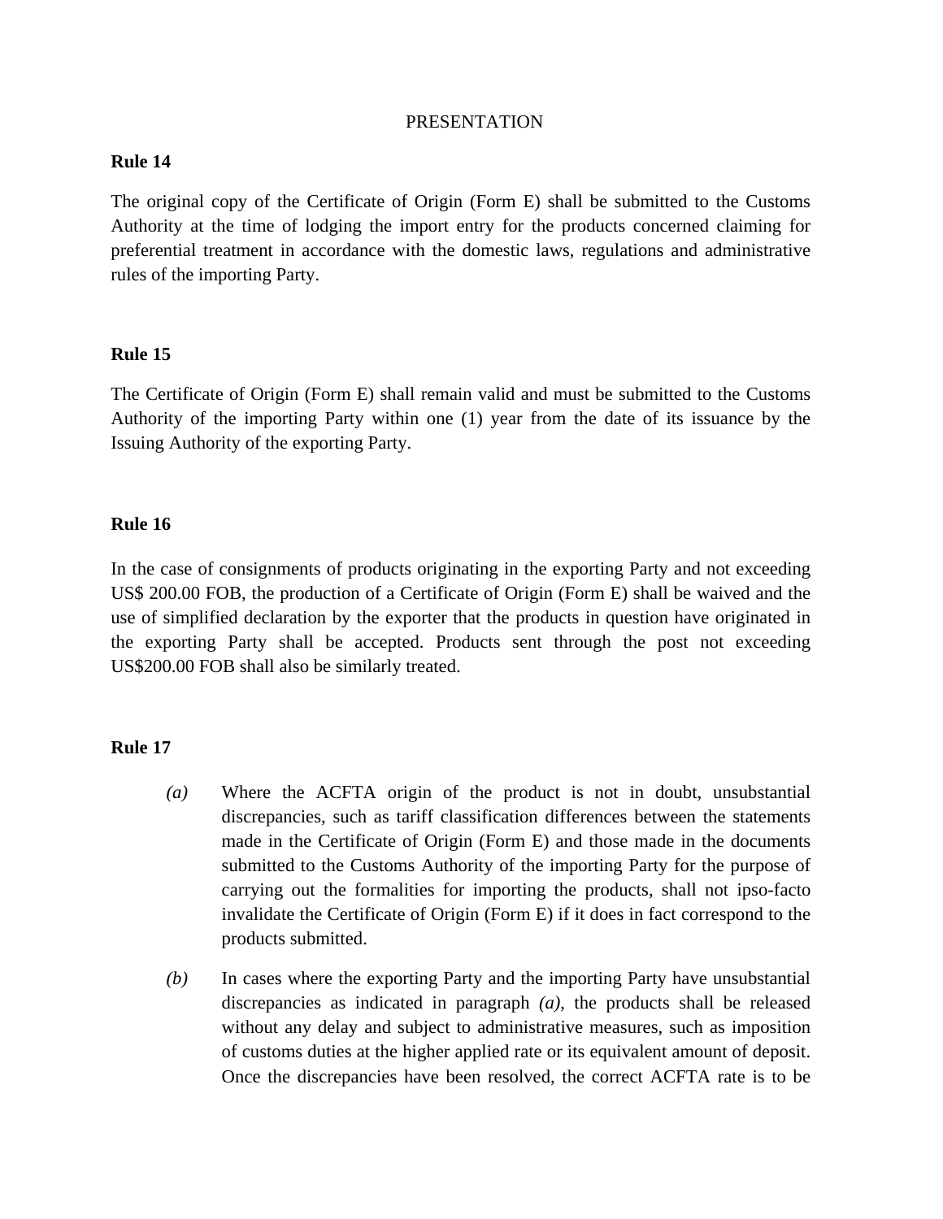PRESENTATION

**Rule 14**

The original copy of the Certificate of Origin (Form E) shall be submitted to the Customs Authority at the time of lodging the import entry for the products concerned claiming for preferential treatment in accordance with the domestic laws, regulations and administrative rules of the importing Party.

**Rule 15**

The Certificate of Origin (Form E) shall remain valid and must be submitted to the Customs Authority of the importing Party within one (1) year from the date of its issuance by the Issuing Authority of the exporting Party.

**Rule 16**

In the case of consignments of products originating in the exporting Party and not exceeding US$ 200.00 FOB, the production of a Certificate of Origin (Form E) shall be waived and the use of simplified declaration by the exporter that the products in question have originated in the exporting Party shall be accepted. Products sent through the post not exceeding US$200.00 FOB shall also be similarly treated.

**Rule 17**

*(a)* Where the ACFTA origin of the product is not in doubt, unsubstantial discrepancies, such as tariff classification differences between the statements made in the Certificate of Origin (Form E) and those made in the documents submitted to the Customs Authority of the importing Party for the purpose of carrying out the formalities for importing the products, shall not ipso-facto invalidate the Certificate of Origin (Form E) if it does in fact correspond to the products submitted.

*(b)* In cases where the exporting Party and the importing Party have unsubstantial discrepancies as indicated in paragraph *(a)*, the products shall be released without any delay and subject to administrative measures, such as imposition of customs duties at the higher applied rate or its equivalent amount of deposit. Once the discrepancies have been resolved, the correct ACFTA rate is to be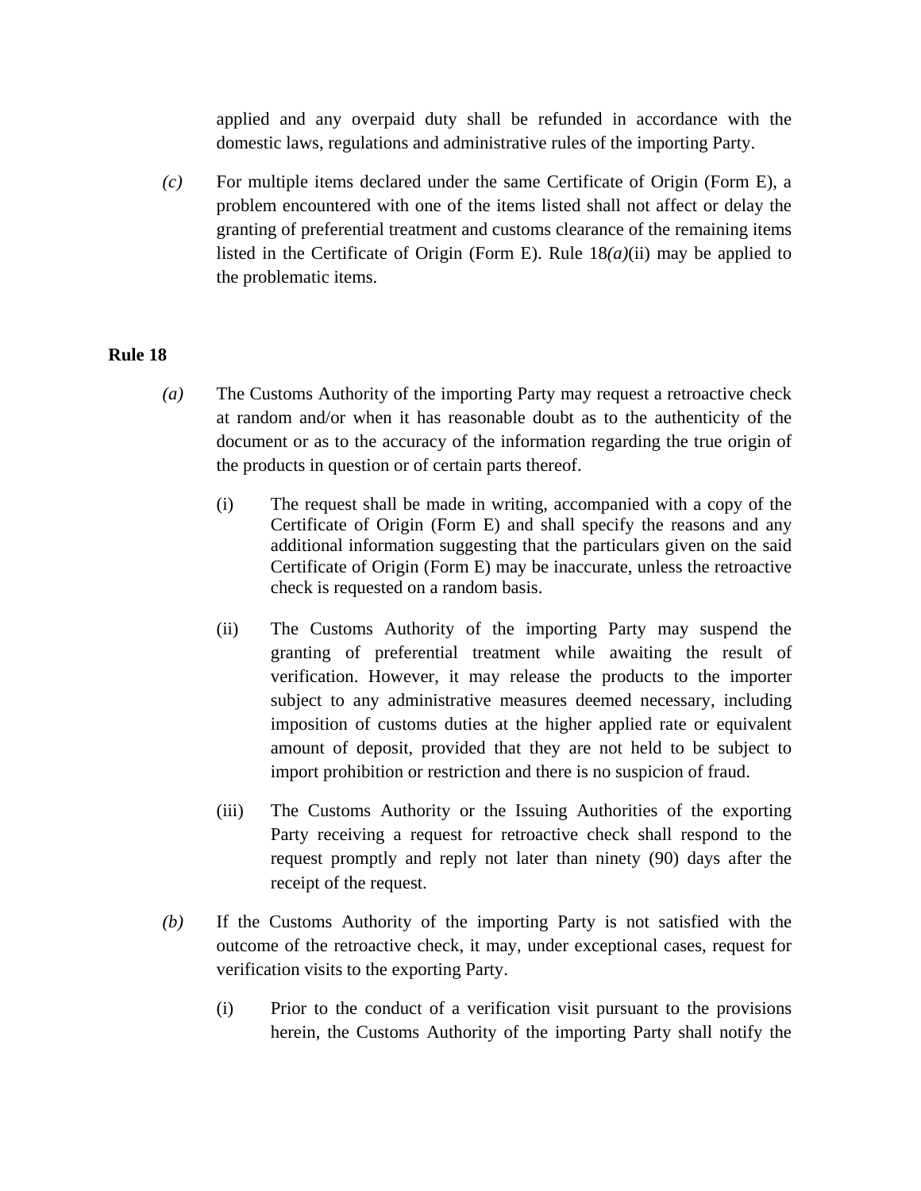applied and any overpaid duty shall be refunded in accordance with the domestic laws, regulations and administrative rules of the importing Party.

*(c)* For multiple items declared under the same Certificate of Origin (Form E), a problem encountered with one of the items listed shall not affect or delay the granting of preferential treatment and customs clearance of the remaining items listed in the Certificate of Origin (Form E). Rule 18*(a)*(ii) may be applied to the problematic items.

**Rule 18**

*(a)* The Customs Authority of the importing Party may request a retroactive check at random and/or when it has reasonable doubt as to the authenticity of the document or as to the accuracy of the information regarding the true origin of the products in question or of certain parts thereof.

(i) The request shall be made in writing, accompanied with a copy of the Certificate of Origin (Form E) and shall specify the reasons and any additional information suggesting that the particulars given on the said Certificate of Origin (Form E) may be inaccurate, unless the retroactive check is requested on a random basis.

(ii) The Customs Authority of the importing Party may suspend the granting of preferential treatment while awaiting the result of verification. However, it may release the products to the importer subject to any administrative measures deemed necessary, including imposition of customs duties at the higher applied rate or equivalent amount of deposit, provided that they are not held to be subject to import prohibition or restriction and there is no suspicion of fraud.

(iii) The Customs Authority or the Issuing Authorities of the exporting Party receiving a request for retroactive check shall respond to the request promptly and reply not later than ninety (90) days after the receipt of the request.

*(b)* If the Customs Authority of the importing Party is not satisfied with the outcome of the retroactive check, it may, under exceptional cases, request for verification visits to the exporting Party.

(i) Prior to the conduct of a verification visit pursuant to the provisions herein, the Customs Authority of the importing Party shall notify the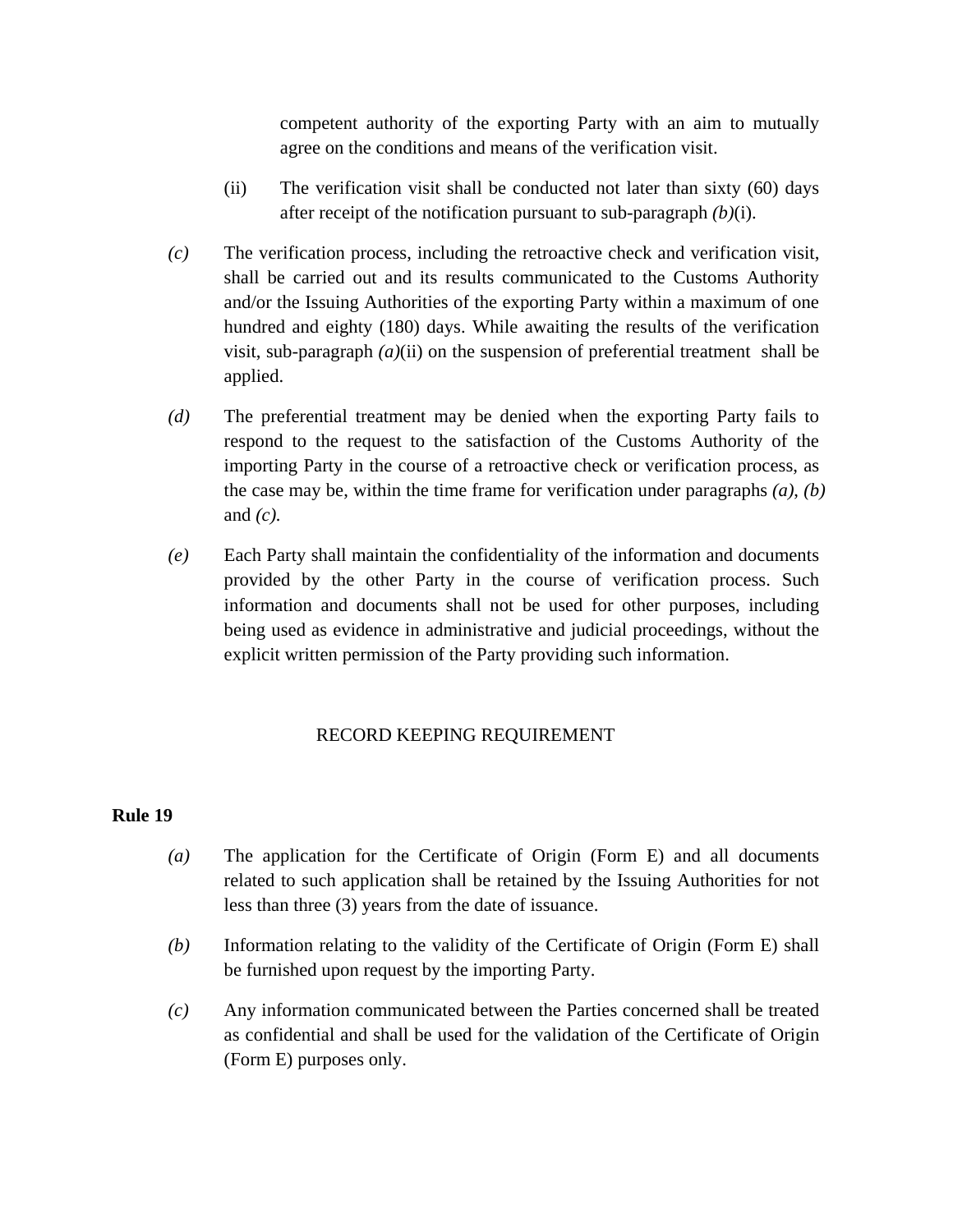competent authority of the exporting Party with an aim to mutually agree on the conditions and means of the verification visit.

(ii) The verification visit shall be conducted not later than sixty (60) days after receipt of the notification pursuant to sub-paragraph *(b)*(i).

*(c)* The verification process, including the retroactive check and verification visit, shall be carried out and its results communicated to the Customs Authority and/or the Issuing Authorities of the exporting Party within a maximum of one hundred and eighty (180) days. While awaiting the results of the verification visit, sub-paragraph *(a)*(ii) on the suspension of preferential treatment shall be applied.

*(d)* The preferential treatment may be denied when the exporting Party fails to respond to the request to the satisfaction of the Customs Authority of the importing Party in the course of a retroactive check or verification process, as the case may be, within the time frame for verification under paragraphs *(a)*, *(b)* and *(c)*.

*(e)* Each Party shall maintain the confidentiality of the information and documents provided by the other Party in the course of verification process. Such information and documents shall not be used for other purposes, including being used as evidence in administrative and judicial proceedings, without the explicit written permission of the Party providing such information.

RECORD KEEPING REQUIREMENT

**Rule 19**

*(a)* The application for the Certificate of Origin (Form E) and all documents related to such application shall be retained by the Issuing Authorities for not less than three (3) years from the date of issuance.

*(b)* Information relating to the validity of the Certificate of Origin (Form E) shall be furnished upon request by the importing Party.

*(c)* Any information communicated between the Parties concerned shall be treated as confidential and shall be used for the validation of the Certificate of Origin (Form E) purposes only.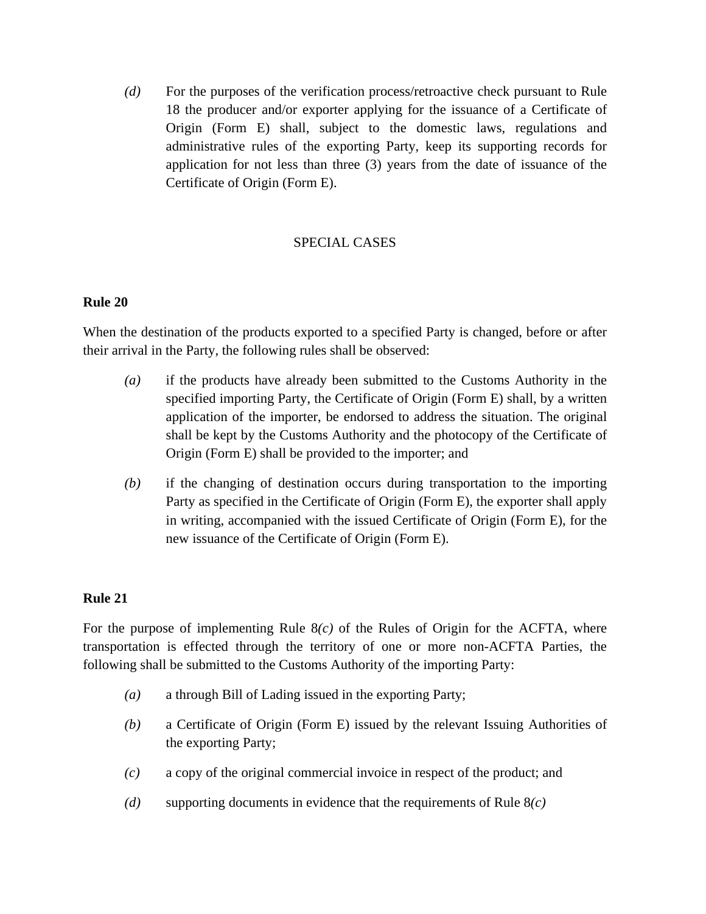*(d)* For the purposes of the verification process/retroactive check pursuant to Rule 18 the producer and/or exporter applying for the issuance of a Certificate of Origin (Form E) shall, subject to the domestic laws, regulations and administrative rules of the exporting Party, keep its supporting records for application for not less than three (3) years from the date of issuance of the Certificate of Origin (Form E).

## SPECIAL CASES

**Rule 20**

When the destination of the products exported to a specified Party is changed, before or after their arrival in the Party, the following rules shall be observed:

*(a)* if the products have already been submitted to the Customs Authority in the specified importing Party, the Certificate of Origin (Form E) shall, by a written application of the importer, be endorsed to address the situation. The original shall be kept by the Customs Authority and the photocopy of the Certificate of Origin (Form E) shall be provided to the importer; and

*(b)* if the changing of destination occurs during transportation to the importing Party as specified in the Certificate of Origin (Form E), the exporter shall apply in writing, accompanied with the issued Certificate of Origin (Form E), for the new issuance of the Certificate of Origin (Form E).

**Rule 21**

For the purpose of implementing Rule 8*(c)* of the Rules of Origin for the ACFTA, where transportation is effected through the territory of one or more non-ACFTA Parties, the following shall be submitted to the Customs Authority of the importing Party:

*(a)* a through Bill of Lading issued in the exporting Party;

*(b)* a Certificate of Origin (Form E) issued by the relevant Issuing Authorities of the exporting Party;

*(c)* a copy of the original commercial invoice in respect of the product; and

*(d)* supporting documents in evidence that the requirements of Rule 8*(c)*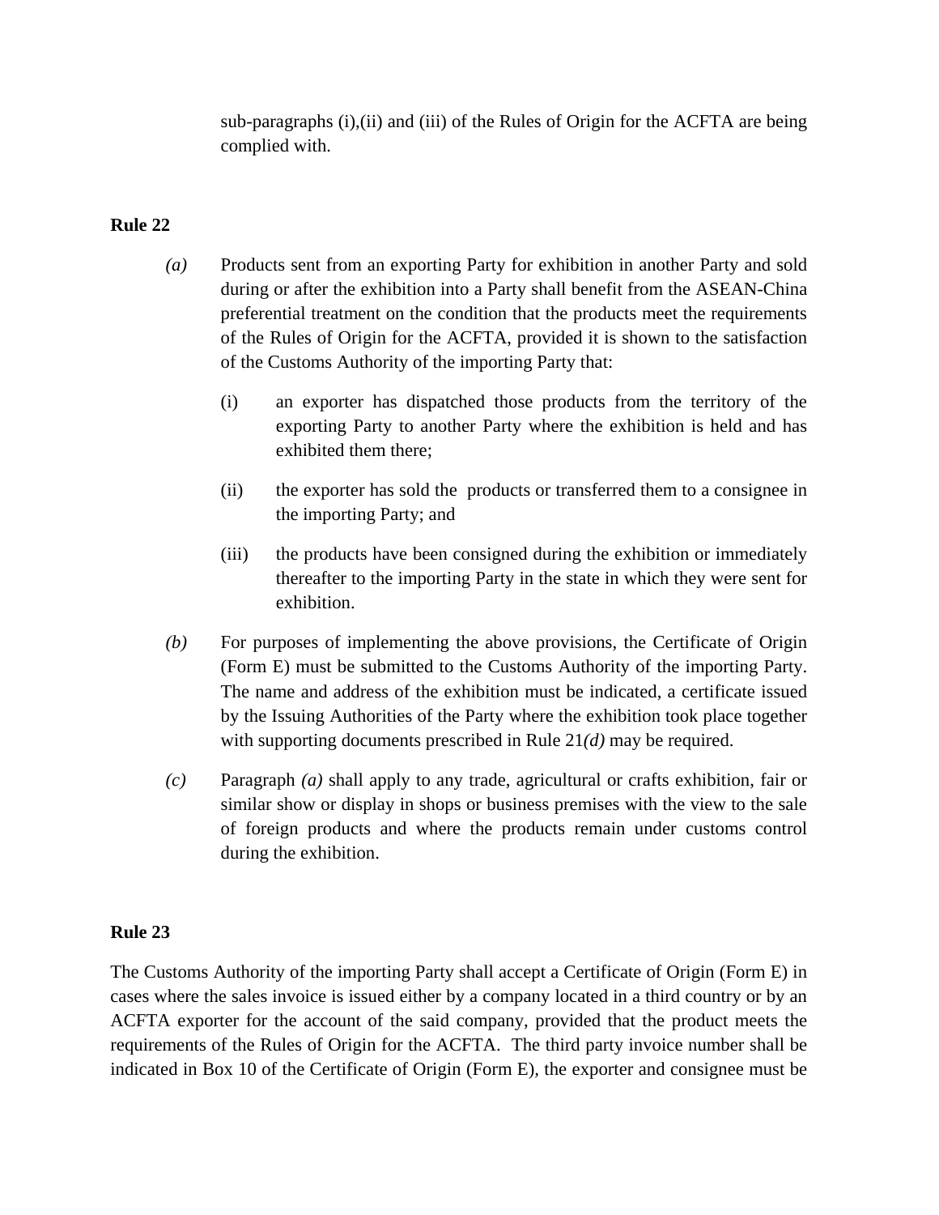sub-paragraphs (i),(ii) and (iii) of the Rules of Origin for the ACFTA are being complied with.

**Rule 22**

*(a)* Products sent from an exporting Party for exhibition in another Party and sold during or after the exhibition into a Party shall benefit from the ASEAN-China preferential treatment on the condition that the products meet the requirements of the Rules of Origin for the ACFTA, provided it is shown to the satisfaction of the Customs Authority of the importing Party that:

(i) an exporter has dispatched those products from the territory of the exporting Party to another Party where the exhibition is held and has exhibited them there;

(ii) the exporter has sold the products or transferred them to a consignee in the importing Party; and

(iii) the products have been consigned during the exhibition or immediately thereafter to the importing Party in the state in which they were sent for exhibition.

*(b)* For purposes of implementing the above provisions, the Certificate of Origin (Form E) must be submitted to the Customs Authority of the importing Party. The name and address of the exhibition must be indicated, a certificate issued by the Issuing Authorities of the Party where the exhibition took place together with supporting documents prescribed in Rule 21*(d)* may be required.

*(c)* Paragraph *(a)* shall apply to any trade, agricultural or crafts exhibition, fair or similar show or display in shops or business premises with the view to the sale of foreign products and where the products remain under customs control during the exhibition.

**Rule 23**

The Customs Authority of the importing Party shall accept a Certificate of Origin (Form E) in cases where the sales invoice is issued either by a company located in a third country or by an ACFTA exporter for the account of the said company, provided that the product meets the requirements of the Rules of Origin for the ACFTA. The third party invoice number shall be indicated in Box 10 of the Certificate of Origin (Form E), the exporter and consignee must be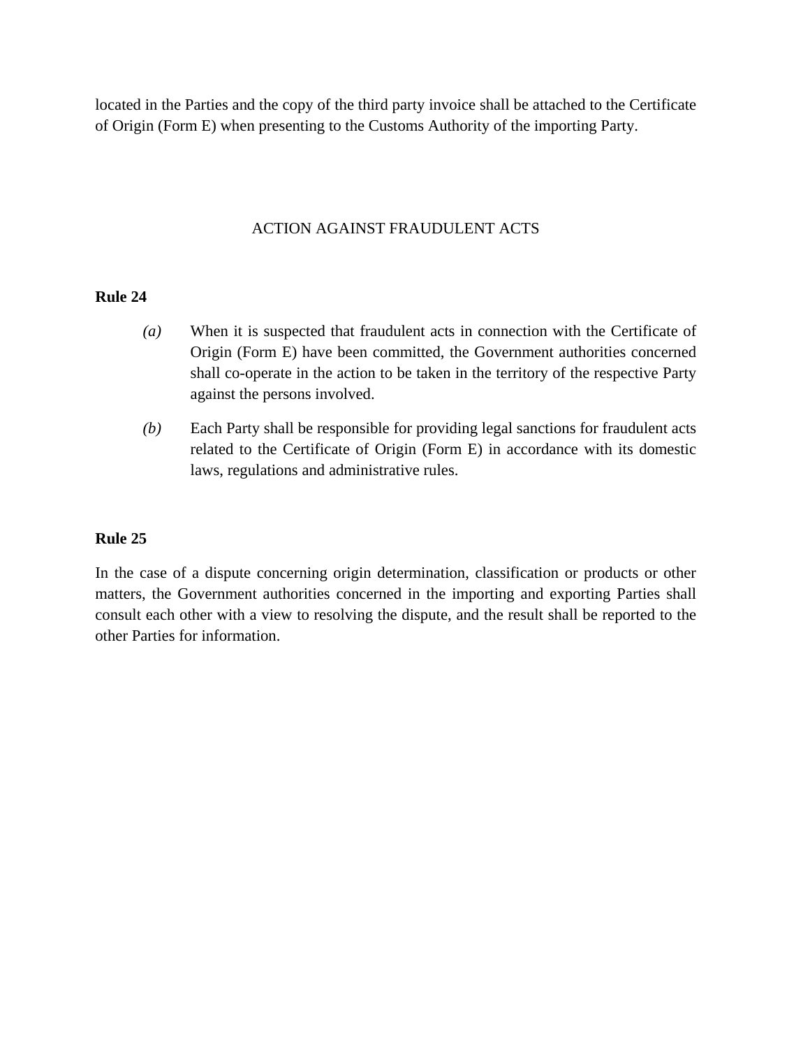located in the Parties and the copy of the third party invoice shall be attached to the Certificate of Origin (Form E) when presenting to the Customs Authority of the importing Party.

## ACTION AGAINST FRAUDULENT ACTS

**Rule 24**

*(a)* When it is suspected that fraudulent acts in connection with the Certificate of Origin (Form E) have been committed, the Government authorities concerned shall co-operate in the action to be taken in the territory of the respective Party against the persons involved.

*(b)* Each Party shall be responsible for providing legal sanctions for fraudulent acts related to the Certificate of Origin (Form E) in accordance with its domestic laws, regulations and administrative rules.

**Rule 25**

In the case of a dispute concerning origin determination, classification or products or other matters, the Government authorities concerned in the importing and exporting Parties shall consult each other with a view to resolving the dispute, and the result shall be reported to the other Parties for information.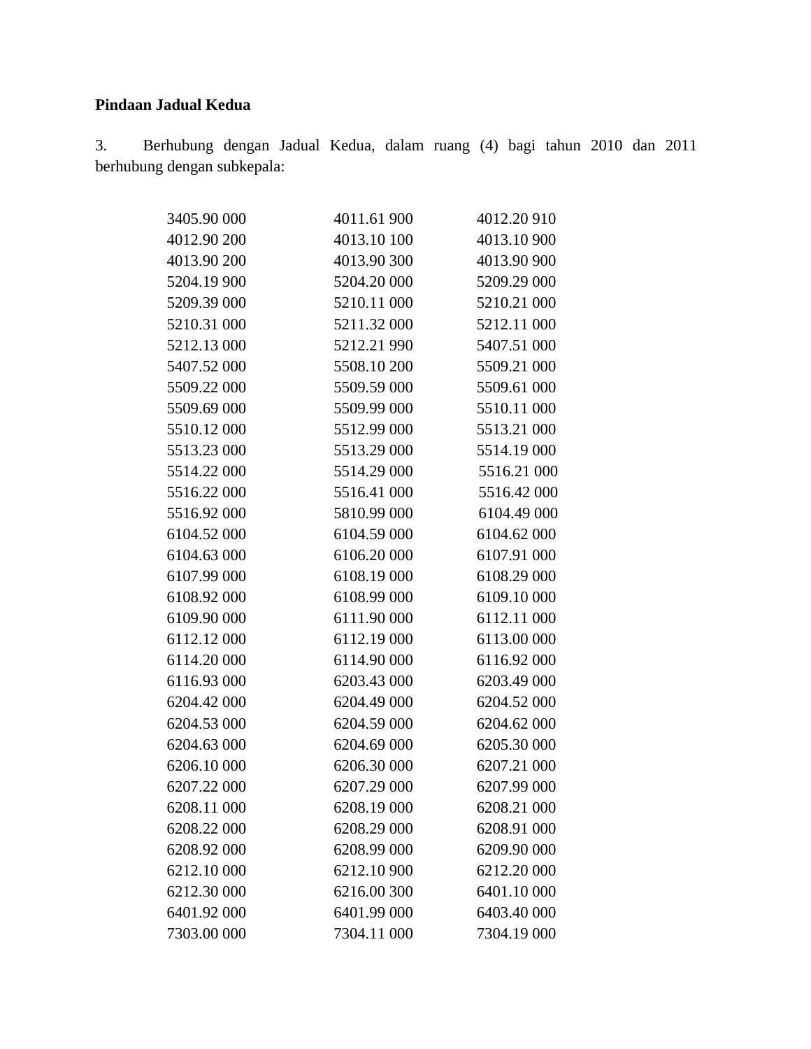**Pindaan Jadual Kedua**

3. Berhubung dengan Jadual Kedua, dalam ruang (4) bagi tahun 2010 dan 2011 berhubung dengan subkepala:

| | | |
|---|---|---|
| 3405.90 000 | 4011.61 900 | 4012.20 910 |
| 4012.90 200 | 4013.10 100 | 4013.10 900 |
| 4013.90 200 | 4013.90 300 | 4013.90 900 |
| 5204.19 900 | 5204.20 000 | 5209.29 000 |
| 5209.39 000 | 5210.11 000 | 5210.21 000 |
| 5210.31 000 | 5211.32 000 | 5212.11 000 |
| 5212.13 000 | 5212.21 990 | 5407.51 000 |
| 5407.52 000 | 5508.10 200 | 5509.21 000 |
| 5509.22 000 | 5509.59 000 | 5509.61 000 |
| 5509.69 000 | 5509.99 000 | 5510.11 000 |
| 5510.12 000 | 5512.99 000 | 5513.21 000 |
| 5513.23 000 | 5513.29 000 | 5514.19 000 |
| 5514.22 000 | 5514.29 000 | 5516.21 000 |
| 5516.22 000 | 5516.41 000 | 5516.42 000 |
| 5516.92 000 | 5810.99 000 | 6104.49 000 |
| 6104.52 000 | 6104.59 000 | 6104.62 000 |
| 6104.63 000 | 6106.20 000 | 6107.91 000 |
| 6107.99 000 | 6108.19 000 | 6108.29 000 |
| 6108.92 000 | 6108.99 000 | 6109.10 000 |
| 6109.90 000 | 6111.90 000 | 6112.11 000 |
| 6112.12 000 | 6112.19 000 | 6113.00 000 |
| 6114.20 000 | 6114.90 000 | 6116.92 000 |
| 6116.93 000 | 6203.43 000 | 6203.49 000 |
| 6204.42 000 | 6204.49 000 | 6204.52 000 |
| 6204.53 000 | 6204.59 000 | 6204.62 000 |
| 6204.63 000 | 6204.69 000 | 6205.30 000 |
| 6206.10 000 | 6206.30 000 | 6207.21 000 |
| 6207.22 000 | 6207.29 000 | 6207.99 000 |
| 6208.11 000 | 6208.19 000 | 6208.21 000 |
| 6208.22 000 | 6208.29 000 | 6208.91 000 |
| 6208.92 000 | 6208.99 000 | 6209.90 000 |
| 6212.10 000 | 6212.10 900 | 6212.20 000 |
| 6212.30 000 | 6216.00 300 | 6401.10 000 |
| 6401.92 000 | 6401.99 000 | 6403.40 000 |
| 7303.00 000 | 7304.11 000 | 7304.19 000 |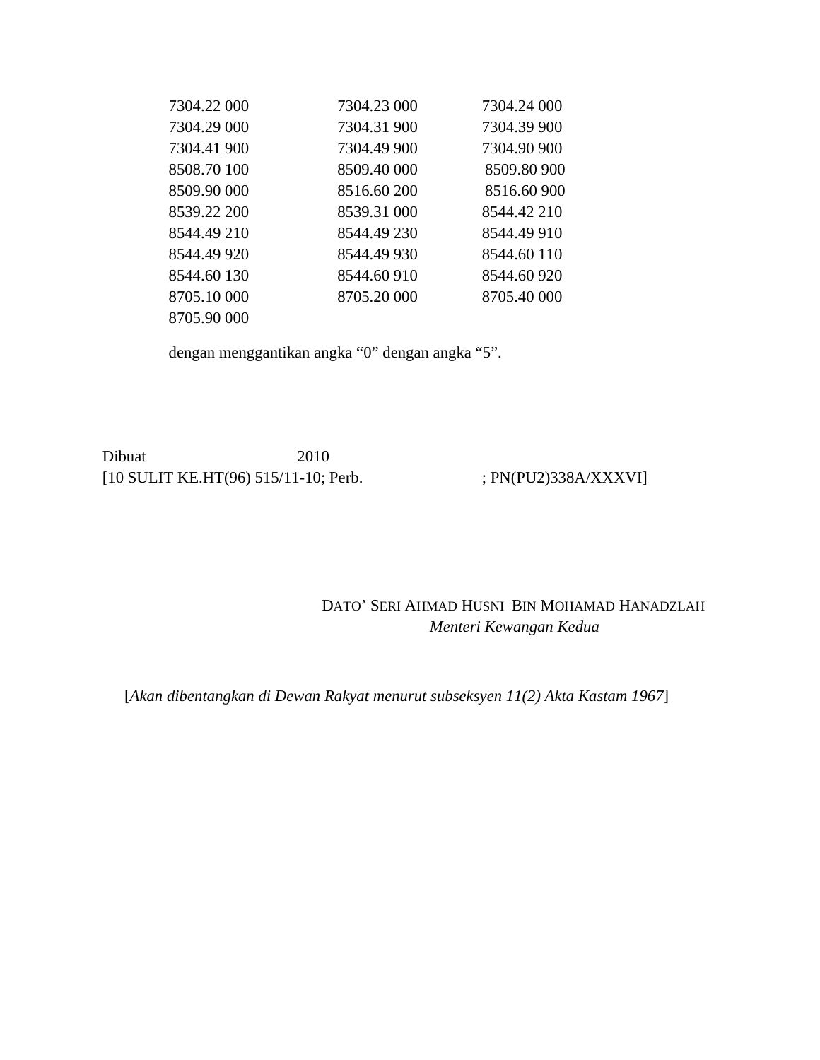| | | |
|---|---|---|
| 7304.22 000 | 7304.23 000 | 7304.24 000 |
| 7304.29 000 | 7304.31 900 | 7304.39 900 |
| 7304.41 900 | 7304.49 900 | 7304.90 900 |
| 8508.70 100 | 8509.40 000 | 8509.80 900 |
| 8509.90 000 | 8516.60 200 | 8516.60 900 |
| 8539.22 200 | 8539.31 000 | 8544.42 210 |
| 8544.49 210 | 8544.49 230 | 8544.49 910 |
| 8544.49 920 | 8544.49 930 | 8544.60 110 |
| 8544.60 130 | 8544.60 910 | 8544.60 920 |
| 8705.10 000 | 8705.20 000 | 8705.40 000 |
| 8705.90 000 | | |

dengan menggantikan angka “0” dengan angka “5”.

Dibuat 2010
[10 SULIT KE.HT(96) 515/11-10; Perb. ; PN(PU2)338A/XXXVI]

DATO’ SERI AHMAD HUSNI BIN MOHAMAD HANADZLAH
*Menteri Kewangan Kedua*

[*Akan dibentangkan di Dewan Rakyat menurut subseksyen 11(2) Akta Kastam 1967*]